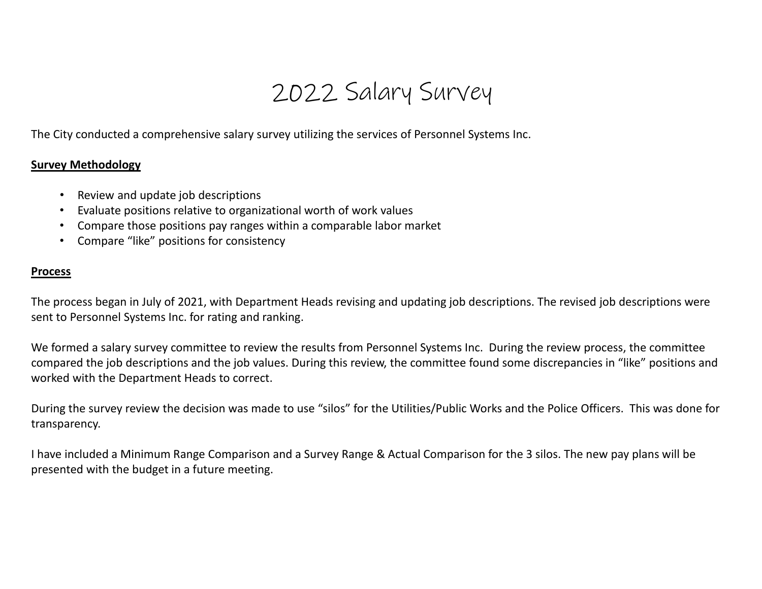# 2022 Salary Survey

The City conducted a comprehensive salary survey utilizing the services of Personnel Systems Inc.

**Survey Methodology**

- Review and update job descriptions
- Evaluate positions relative to organizational worth of work values
- Compare those positions pay ranges within a comparable labor market
- Compare "like" positions for consistency

**Process**

The process began in July of 2021, with Department Heads revising and updating job descriptions. The revised job descriptions were sent to Personnel Systems Inc. for rating and ranking.

We formed a salary survey committee to review the results from Personnel Systems Inc. During the review process, the committee compared the job descriptions and the job values. During this review, the committee found some discrepancies in "like" positions and worked with the Department Heads to correct.

During the survey review the decision was made to use "silos" for the Utilities/Public Works and the Police Officers. This was done for transparency.

I have included a Minimum Range Comparison and a Survey Range & Actual Comparison for the 3 silos. The new pay plans will be presented with the budget in a future meeting.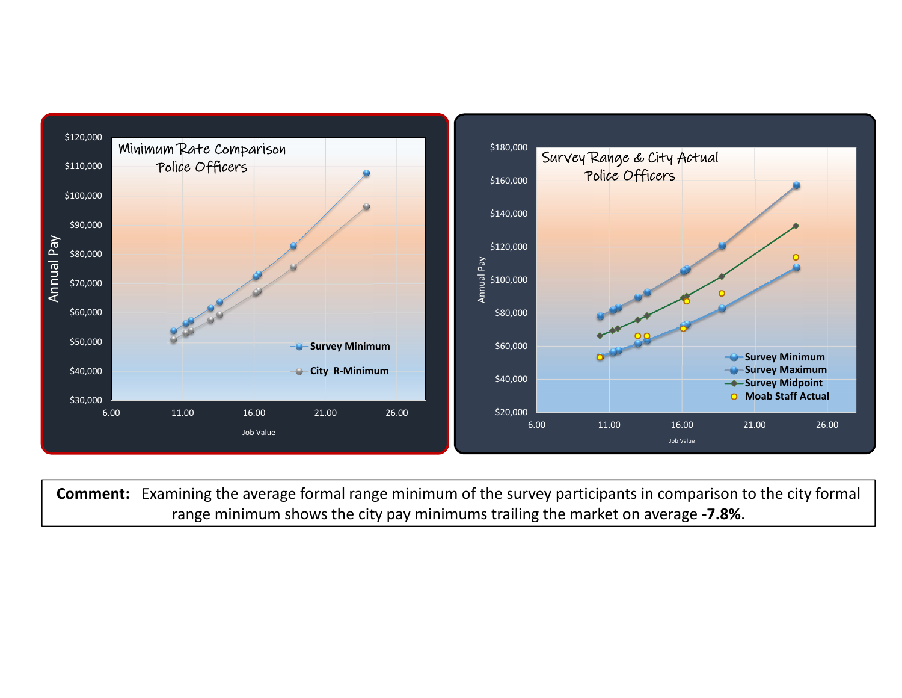**Comment:** Examining the average formal range minimum of the survey participants in comparison to the city formal range minimum shows the city pay minimums trailing the market on average **-7.8%**.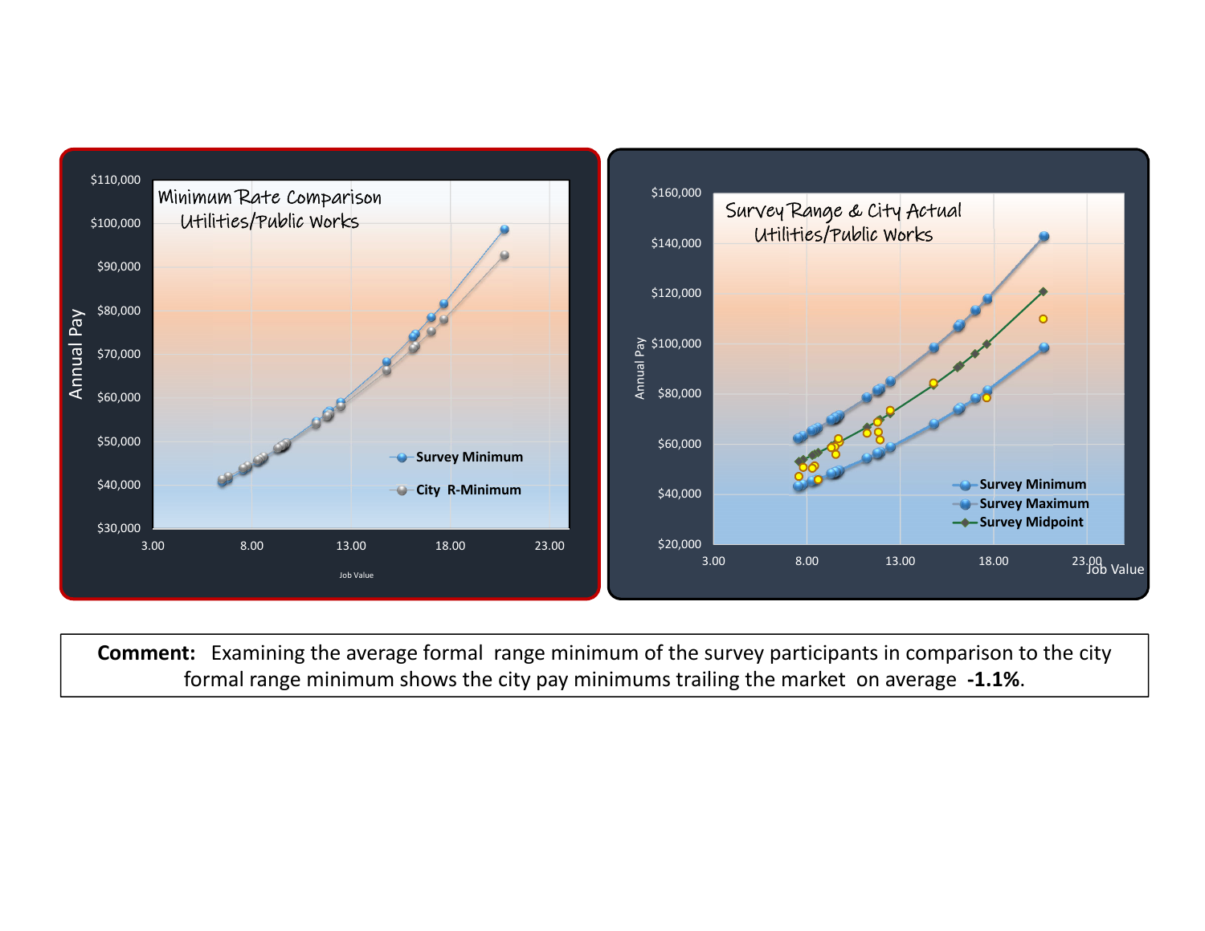Minimum Rate Comparison
Utilities/Public Works

Survey Range & City Actual
Utilities/Public Works

**Comment:** Examining the average formal range minimum of the survey participants in comparison to the city formal range minimum shows the city pay minimums trailing the market on average **-1.1%**.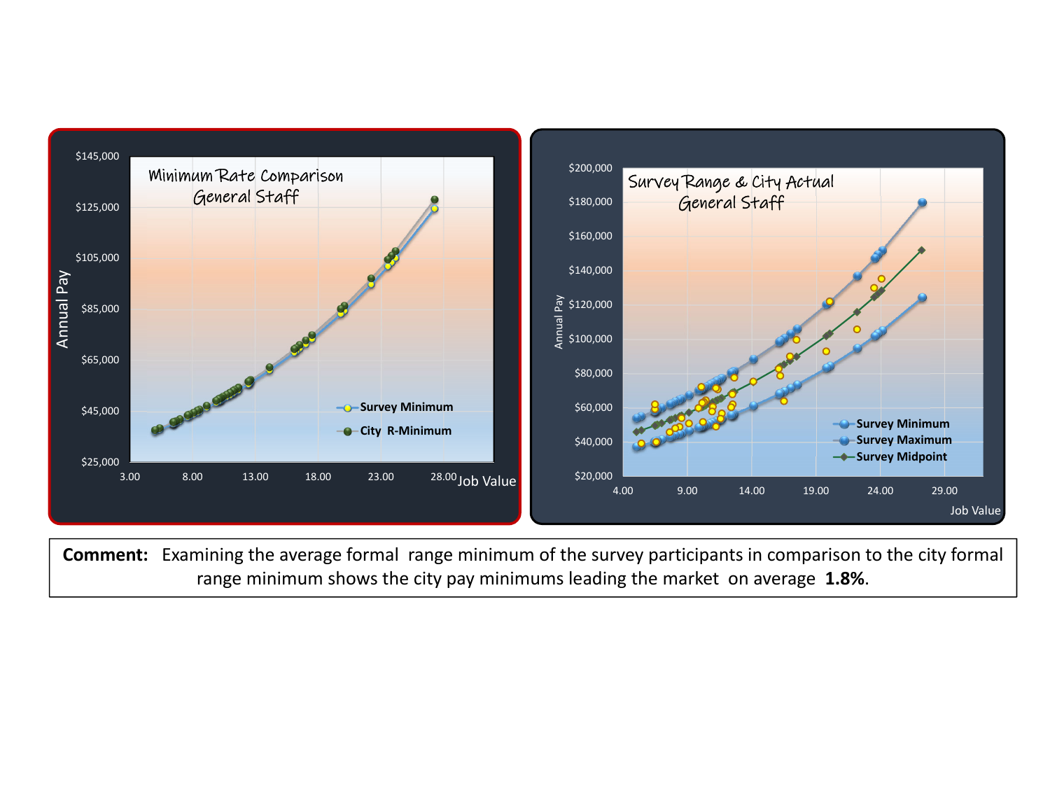**Minimum Rate Comparison General Staff**

**Survey Range & City Actual General Staff**

**Comment:** Examining the average formal range minimum of the survey participants in comparison to the city formal range minimum shows the city pay minimums leading the market on average **1.8%**.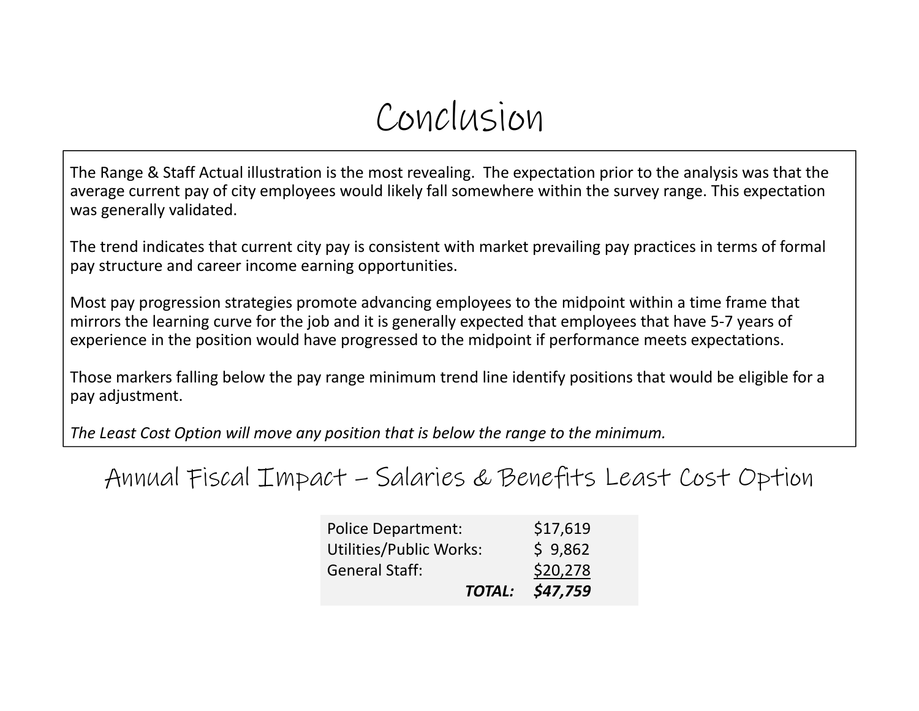# Conclusion

The Range & Staff Actual illustration is the most revealing. The expectation prior to the analysis was that the average current pay of city employees would likely fall somewhere within the survey range. This expectation was generally validated.

The trend indicates that current city pay is consistent with market prevailing pay practices in terms of formal pay structure and career income earning opportunities.

Most pay progression strategies promote advancing employees to the midpoint within a time frame that mirrors the learning curve for the job and it is generally expected that employees that have 5-7 years of experience in the position would have progressed to the midpoint if performance meets expectations.

Those markers falling below the pay range minimum trend line identify positions that would be eligible for a pay adjustment.

*The Least Cost Option will move any position that is below the range to the minimum.*

## Annual Fiscal Impact – Salaries & Benefits Least Cost Option

| | |
|---|---|
| Police Department: | $17,619 |
| Utilities/Public Works: | $ 9,862 |
| General Staff: | $20,278 |
| ***TOTAL:*** | ***$47,759*** |